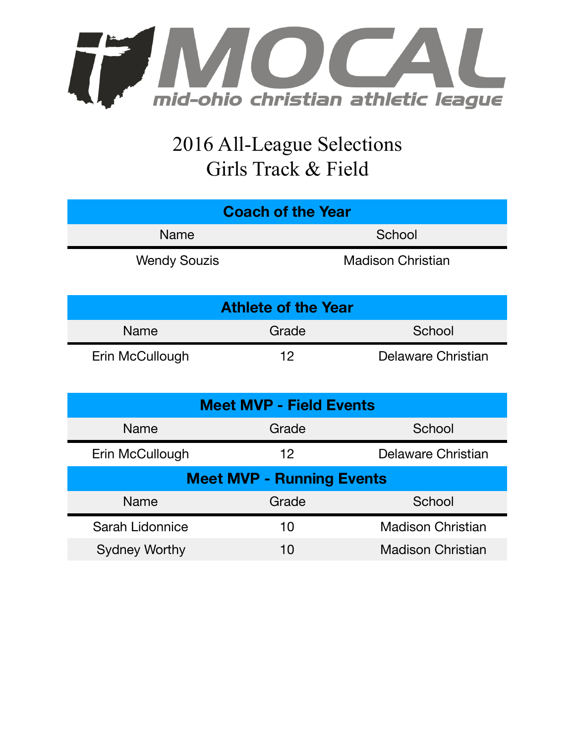# MOCAL

mid-ohio christian athletic league

## 2016 All-League Selections
## Girls Track & Field

| Coach of the Year | |
|---|---|
| Name | School |
| Wendy Souzis | Madison Christian |

| Athlete of the Year | | |
|---|---|---|
| Name | Grade | School |
| Erin McCullough | 12 | Delaware Christian |

| Meet MVP - Field Events | | |
|---|---|---|
| Name | Grade | School |
| Erin McCullough | 12 | Delaware Christian |

| Meet MVP - Running Events | | |
|---|---|---|
| Name | Grade | School |
| Sarah Lidonnice | 10 | Madison Christian |
| Sydney Worthy | 10 | Madison Christian |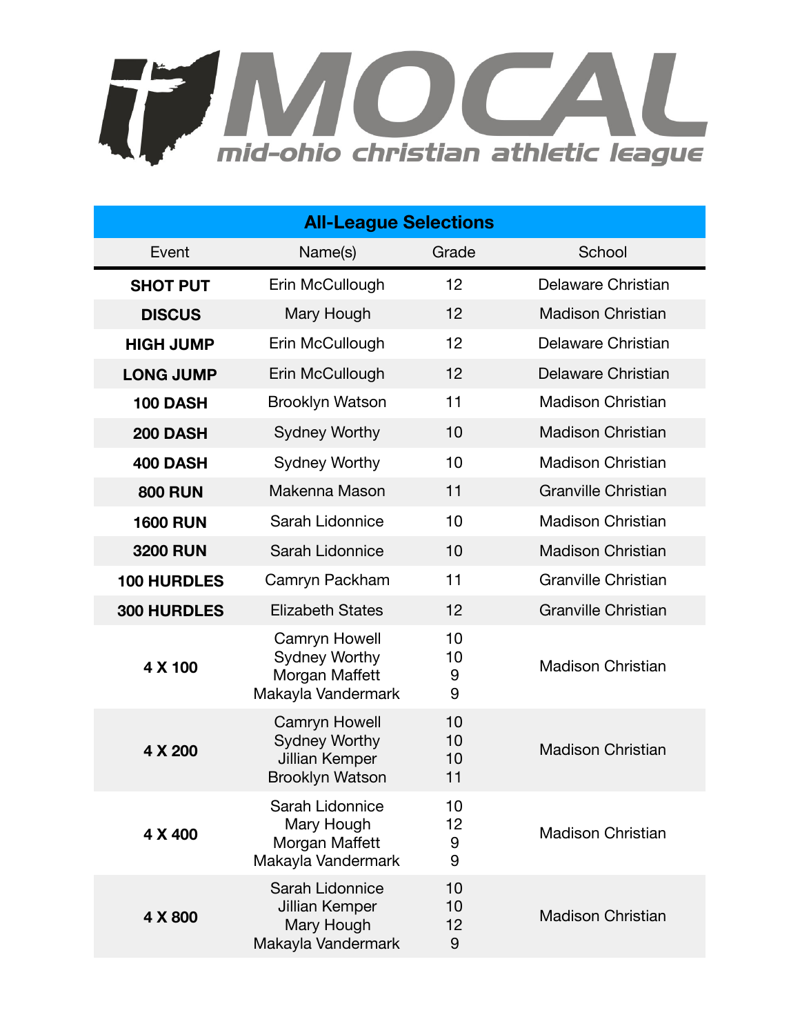# MOCAL

mid-ohio christian athletic league

| All-League Selections | | | |
|---|---|---|---|
| Event | Name(s) | Grade | School |
| **SHOT PUT** | Erin McCullough | 12 | Delaware Christian |
| **DISCUS** | Mary Hough | 12 | Madison Christian |
| **HIGH JUMP** | Erin McCullough | 12 | Delaware Christian |
| **LONG JUMP** | Erin McCullough | 12 | Delaware Christian |
| **100 DASH** | Brooklyn Watson | 11 | Madison Christian |
| **200 DASH** | Sydney Worthy | 10 | Madison Christian |
| **400 DASH** | Sydney Worthy | 10 | Madison Christian |
| **800 RUN** | Makenna Mason | 11 | Granville Christian |
| **1600 RUN** | Sarah Lidonnice | 10 | Madison Christian |
| **3200 RUN** | Sarah Lidonnice | 10 | Madison Christian |
| **100 HURDLES** | Camryn Packham | 11 | Granville Christian |
| **300 HURDLES** | Elizabeth States | 12 | Granville Christian |
| **4 X 100** | Camryn Howell<br>Sydney Worthy<br>Morgan Maffett<br>Makayla Vandermark | 10<br>10<br>9<br>9 | Madison Christian |
| **4 X 200** | Camryn Howell<br>Sydney Worthy<br>Jillian Kemper<br>Brooklyn Watson | 10<br>10<br>10<br>11 | Madison Christian |
| **4 X 400** | Sarah Lidonnice<br>Mary Hough<br>Morgan Maffett<br>Makayla Vandermark | 10<br>12<br>9<br>9 | Madison Christian |
| **4 X 800** | Sarah Lidonnice<br>Jillian Kemper<br>Mary Hough<br>Makayla Vandermark | 10<br>10<br>12<br>9 | Madison Christian |